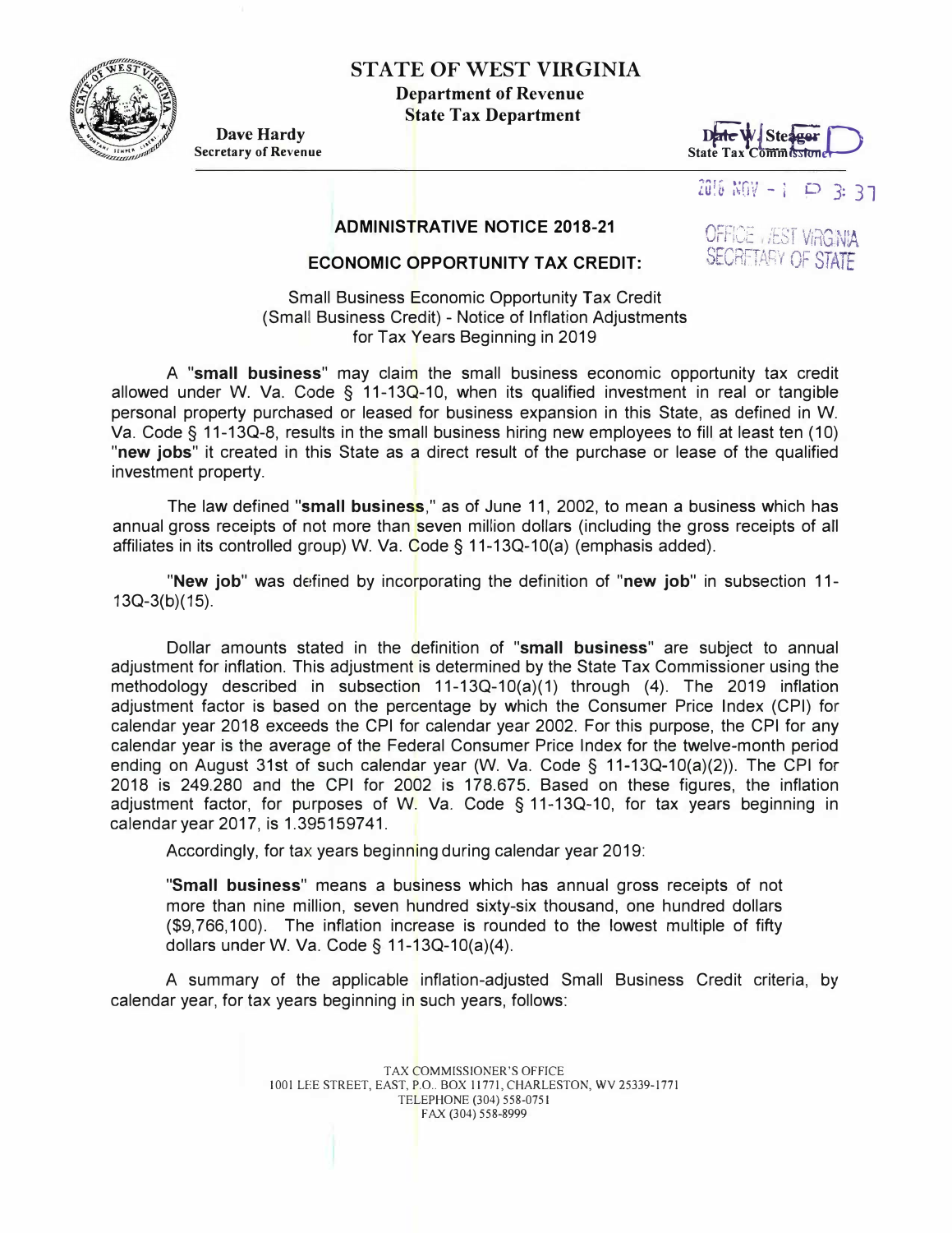# STATE OF WEST VIRGINIA

**Department of Revenue**
**State Tax Department**

**Dave Hardy**
**Secretary of Revenue**

**Dale W. Steager**
**State Tax Commissioner**

2018 NOV - 1 P 3: 37

OFFICE WEST VIRGINIA
SECRETARY OF STATE

## ADMINISTRATIVE NOTICE 2018-21

## ECONOMIC OPPORTUNITY TAX CREDIT:

Small Business Economic Opportunity Tax Credit
(Small Business Credit) - Notice of Inflation Adjustments
for Tax Years Beginning in 2019

A "**small business**" may claim the small business economic opportunity tax credit allowed under W. Va. Code § 11-13Q-10, when its qualified investment in real or tangible personal property purchased or leased for business expansion in this State, as defined in W. Va. Code § 11-13Q-8, results in the small business hiring new employees to fill at least ten (10) "**new jobs**" it created in this State as a direct result of the purchase or lease of the qualified investment property.

The law defined "**small business**," as of June 11, 2002, to mean a business which has annual gross receipts of not more than seven million dollars (including the gross receipts of all affiliates in its controlled group) W. Va. Code § 11-13Q-10(a) (emphasis added).

"**New job**" was defined by incorporating the definition of "**new job**" in subsection 11-13Q-3(b)(15).

Dollar amounts stated in the definition of "**small business**" are subject to annual adjustment for inflation. This adjustment is determined by the State Tax Commissioner using the methodology described in subsection 11-13Q-10(a)(1) through (4). The 2019 inflation adjustment factor is based on the percentage by which the Consumer Price Index (CPI) for calendar year 2018 exceeds the CPI for calendar year 2002. For this purpose, the CPI for any calendar year is the average of the Federal Consumer Price Index for the twelve-month period ending on August 31st of such calendar year (W. Va. Code § 11-13Q-10(a)(2)). The CPI for 2018 is 249.280 and the CPI for 2002 is 178.675. Based on these figures, the inflation adjustment factor, for purposes of W. Va. Code § 11-13Q-10, for tax years beginning in calendar year 2017, is 1.395159741.

Accordingly, for tax years beginning during calendar year 2019:

> "**Small business**" means a business which has annual gross receipts of not more than nine million, seven hundred sixty-six thousand, one hundred dollars ($9,766,100). The inflation increase is rounded to the lowest multiple of fifty dollars under W. Va. Code § 11-13Q-10(a)(4).

A summary of the applicable inflation-adjusted Small Business Credit criteria, by calendar year, for tax years beginning in such years, follows:

TAX COMMISSIONER'S OFFICE
1001 LEE STREET, EAST, P.O. BOX 11771, CHARLESTON, WV 25339-1771
TELEPHONE (304) 558-0751
FAX (304) 558-8999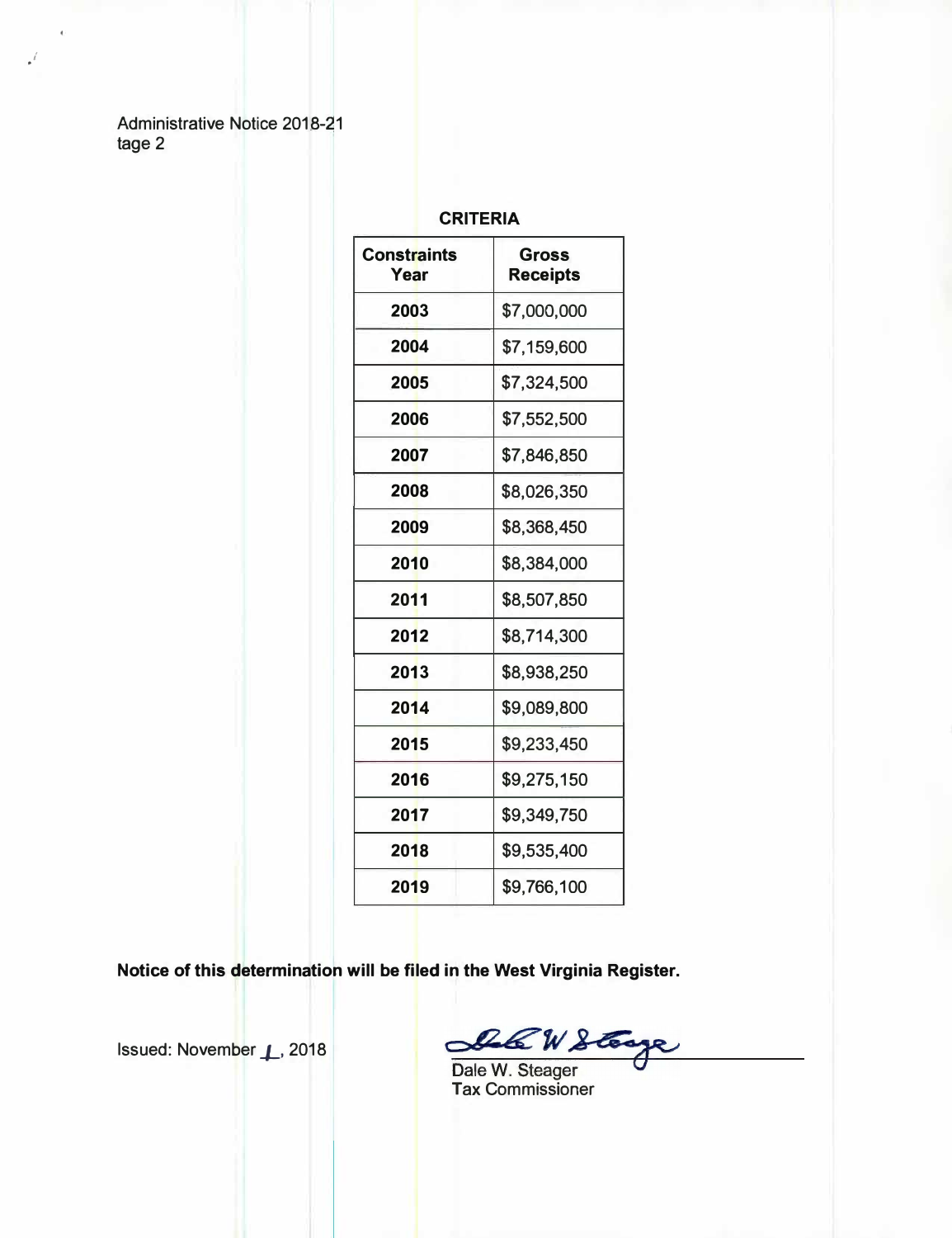## CRITERIA

| Constraints Year | Gross Receipts |
|---|---|
| 2003 | $7,000,000 |
| 2004 | $7,159,600 |
| 2005 | $7,324,500 |
| 2006 | $7,552,500 |
| 2007 | $7,846,850 |
| 2008 | $8,026,350 |
| 2009 | $8,368,450 |
| 2010 | $8,384,000 |
| 2011 | $8,507,850 |
| 2012 | $8,714,300 |
| 2013 | $8,938,250 |
| 2014 | $9,089,800 |
| 2015 | $9,233,450 |
| 2016 | $9,275,150 |
| 2017 | $9,349,750 |
| 2018 | $9,535,400 |
| 2019 | $9,766,100 |

**Notice of this determination will be filed in the West Virginia Register.**

Issued: November 1, 2018

Dale W. Steager
Tax Commissioner